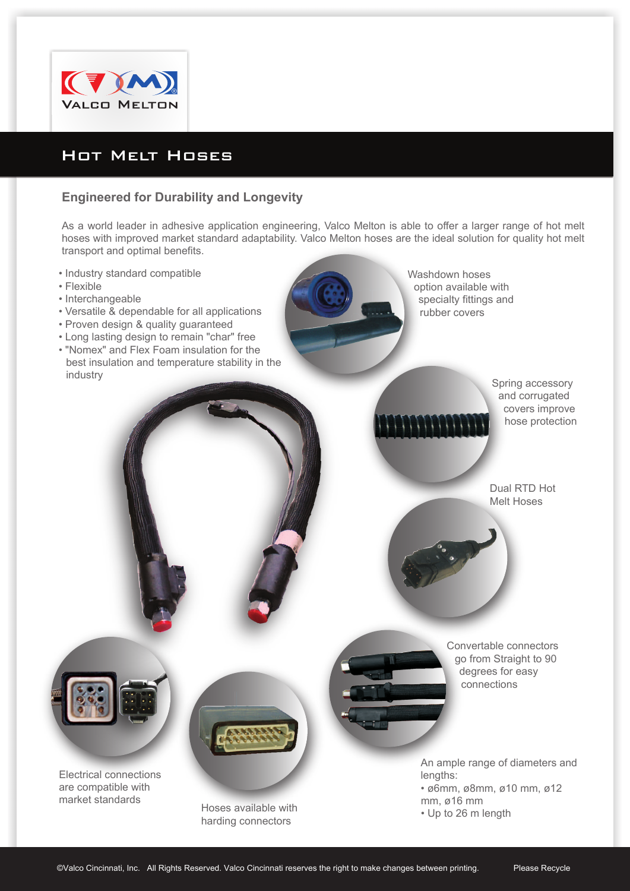# Hot Melt Hoses

## Engineered for Durability and Longevity

As a world leader in adhesive application engineering, Valco Melton is able to offer a larger range of hot melt hoses with improved market standard adaptability. Valco Melton hoses are the ideal solution for quality hot melt transport and optimal benefits.

- Industry standard compatible
- Flexible
- Interchangeable
- Versatile & dependable for all applications
- Proven design & quality guaranteed
- Long lasting design to remain "char" free
- "Nomex" and Flex Foam insulation for the best insulation and temperature stability in the industry

Washdown hoses option available with specialty fittings and rubber covers

Spring accessory and corrugated covers improve hose protection

Dual RTD Hot Melt Hoses

Convertable connectors go from Straight to 90 degrees for easy connections

Electrical connections are compatible with market standards

Hoses available with harding connectors

An ample range of diameters and lengths:

- ø6mm, ø8mm, ø10 mm, ø12 mm, ø16 mm
- Up to 26 m length

©Valco Cincinnati, Inc. All Rights Reserved. Valco Cincinnati reserves the right to make changes between printing. Please Recycle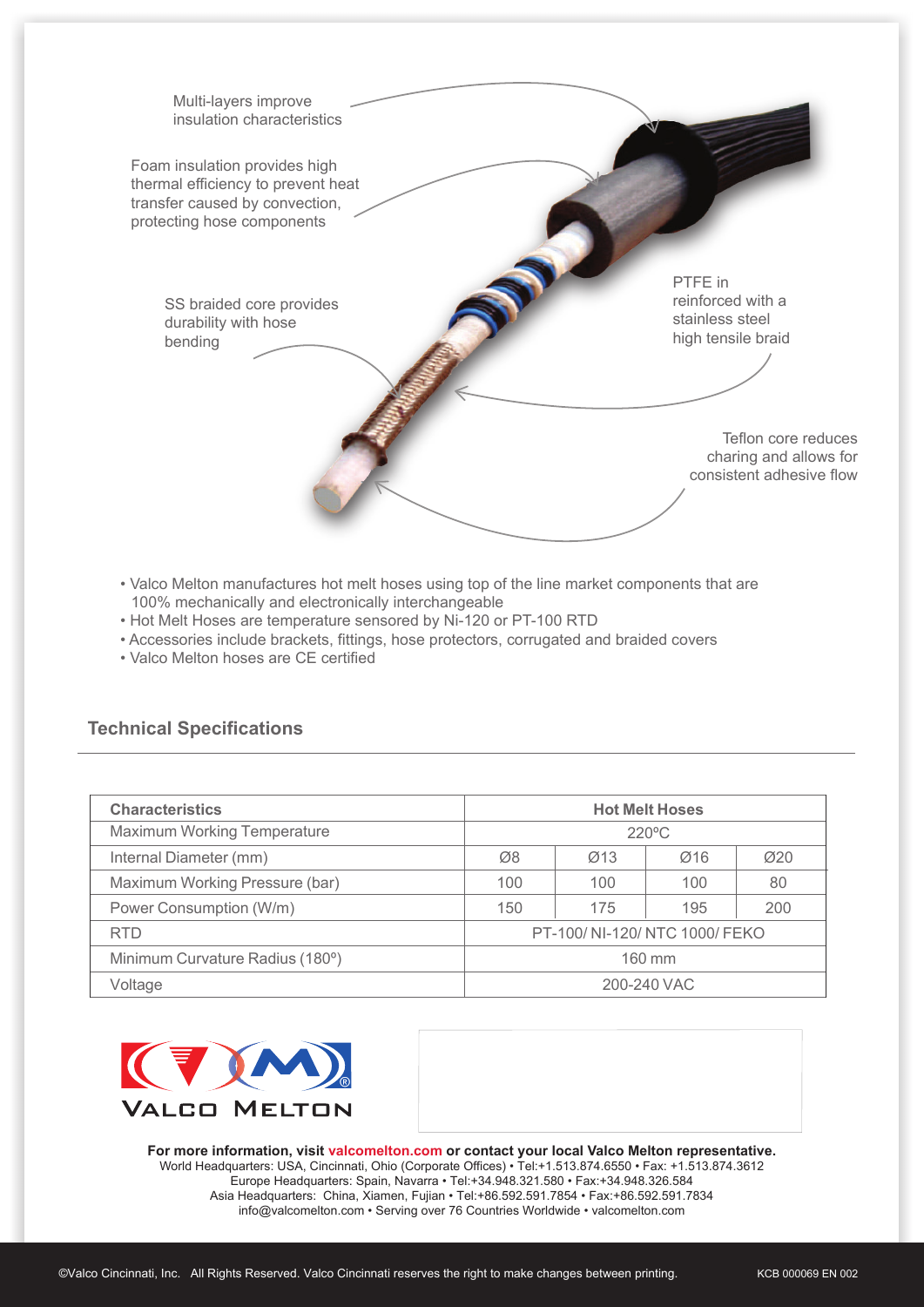Multi-layers improve insulation characteristics

Foam insulation provides high thermal efficiency to prevent heat transfer caused by convection, protecting hose components

SS braided core provides durability with hose bending

PTFE in reinforced with a stainless steel high tensile braid

Teflon core reduces charing and allows for consistent adhesive flow

- Valco Melton manufactures hot melt hoses using top of the line market components that are 100% mechanically and electronically interchangeable
- Hot Melt Hoses are temperature sensored by Ni-120 or PT-100 RTD
- Accessories include brackets, fittings, hose protectors, corrugated and braided covers
- Valco Melton hoses are CE certified

## Technical Specifications

| Characteristics | Hot Melt Hoses | | | |
|---|---|---|---|---|
| Maximum Working Temperature | 220ºC | | | |
| Internal Diameter (mm) | Ø8 | Ø13 | Ø16 | Ø20 |
| Maximum Working Pressure (bar) | 100 | 100 | 100 | 80 |
| Power Consumption (W/m) | 150 | 175 | 195 | 200 |
| RTD | PT-100/ NI-120/ NTC 1000/ FEKO | | | |
| Minimum Curvature Radius (180º) | 160 mm | | | |
| Voltage | 200-240 VAC | | | |

VALCO MELTON

**For more information, visit valcomelton.com or contact your local Valco Melton representative.**
World Headquarters: USA, Cincinnati, Ohio (Corporate Offices) • Tel:+1.513.874.6550 • Fax: +1.513.874.3612
Europe Headquarters: Spain, Navarra • Tel:+34.948.321.580 • Fax:+34.948.326.584
Asia Headquarters: China, Xiamen, Fujian • Tel:+86.592.591.7854 • Fax:+86.592.591.7834
info@valcomelton.com • Serving over 76 Countries Worldwide • valcomelton.com

©Valco Cincinnati, Inc. All Rights Reserved. Valco Cincinnati reserves the right to make changes between printing.

KCB 000069 EN 002